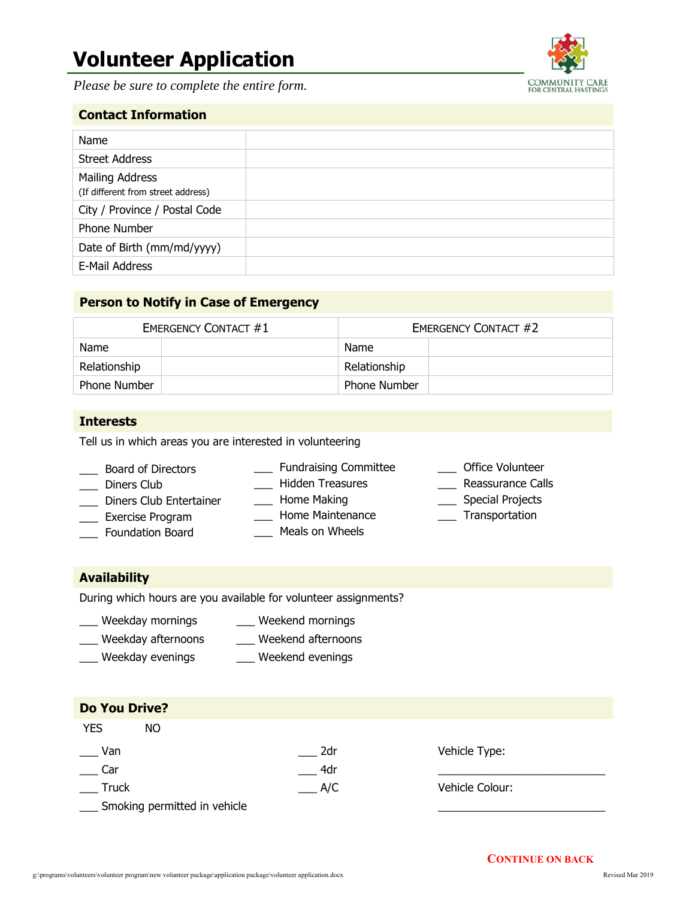# Volunteer Application

COMMUNITY CARE FOR CENTRAL HASTINGS

*Please be sure to complete the entire form.*

## Contact Information

| | |
|---|---|
| Name | |
| Street Address | |
| Mailing Address (If different from street address) | |
| City / Province / Postal Code | |
| Phone Number | |
| Date of Birth (mm/md/yyyy) | |
| E-Mail Address | |

## Person to Notify in Case of Emergency

| Emergency Contact #1 | | Emergency Contact #2 | |
|---|---|---|---|
| Name | | Name | |
| Relationship | | Relationship | |
| Phone Number | | Phone Number | |

## Interests

Tell us in which areas you are interested in volunteering

___ Board of Directors
___ Diners Club
___ Diners Club Entertainer
___ Exercise Program
___ Foundation Board
___ Fundraising Committee
___ Hidden Treasures
___ Home Making
___ Home Maintenance
___ Meals on Wheels
___ Office Volunteer
___ Reassurance Calls
___ Special Projects
___ Transportation

## Availability

During which hours are you available for volunteer assignments?

___ Weekday mornings
___ Weekday afternoons
___ Weekday evenings
___ Weekend mornings
___ Weekend afternoons
___ Weekend evenings

## Do You Drive?

YES NO

___ Van
___ Car
___ Truck
___ Smoking permitted in vehicle

___ 2dr
___ 4dr
___ A/C

Vehicle Type: ___________________________

Vehicle Colour: ___________________________

**CONTINUE ON BACK**

g:\programs\volunteers\volunteer program\new volunteer package\application package\volunteer application.docx

Revised Mar 2019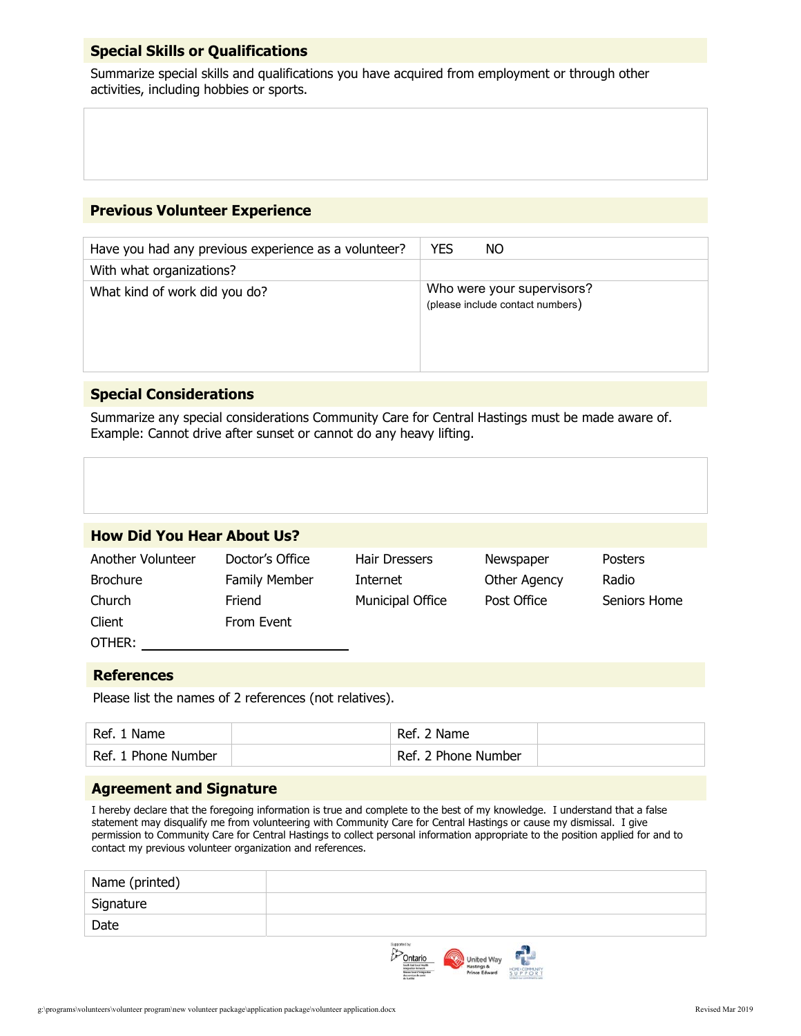## Special Skills or Qualifications

Summarize special skills and qualifications you have acquired from employment or through other activities, including hobbies or sports.

## Previous Volunteer Experience

| | |
|---|---|
| Have you had any previous experience as a volunteer? | YES NO |
| With what organizations? | |
| What kind of work did you do? | Who were your supervisors? (please include contact numbers) |

## Special Considerations

Summarize any special considerations Community Care for Central Hastings must be made aware of. Example: Cannot drive after sunset or cannot do any heavy lifting.

## How Did You Hear About Us?

| | | | | |
|---|---|---|---|---|
| Another Volunteer | Doctor's Office | Hair Dressers | Newspaper | Posters |
| Brochure | Family Member | Internet | Other Agency | Radio |
| Church | Friend | Municipal Office | Post Office | Seniors Home |
| Client | From Event | | | |

OTHER: ____________________

## References

Please list the names of 2 references (not relatives).

| | | | |
|---|---|---|---|
| Ref. 1 Name | | Ref. 2 Name | |
| Ref. 1 Phone Number | | Ref. 2 Phone Number | |

## Agreement and Signature

I hereby declare that the foregoing information is true and complete to the best of my knowledge. I understand that a false statement may disqualify me from volunteering with Community Care for Central Hastings or cause my dismissal. I give permission to Community Care for Central Hastings to collect personal information appropriate to the position applied for and to contact my previous volunteer organization and references.

| | |
|---|---|
| Name (printed) | |
| Signature | |
| Date | |